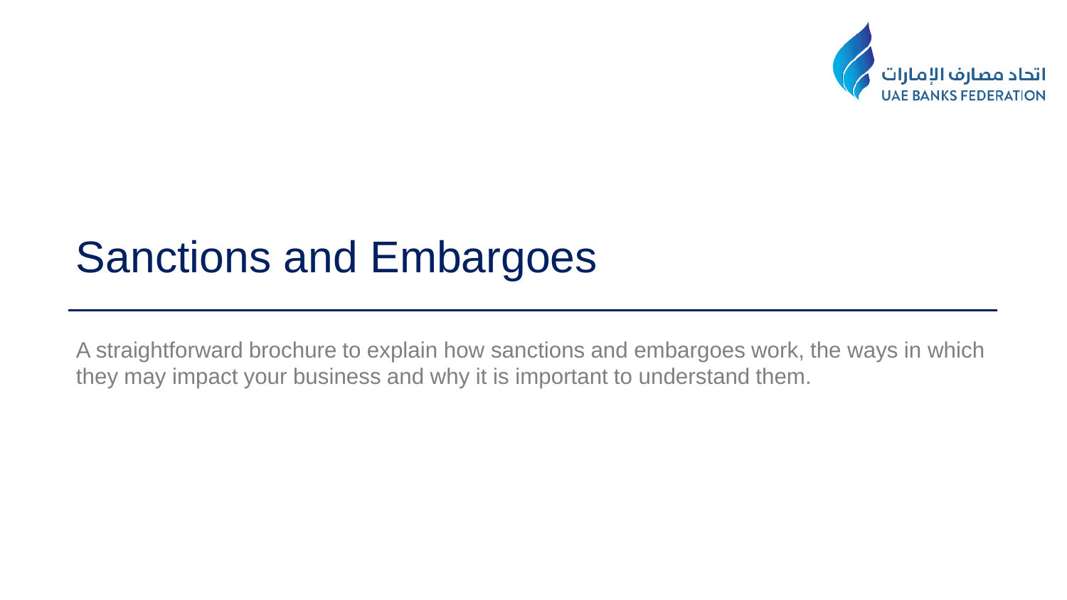اتحاد مصارف الإمارات
UAE BANKS FEDERATION

# Sanctions and Embargoes

A straightforward brochure to explain how sanctions and embargoes work, the ways in which they may impact your business and why it is important to understand them.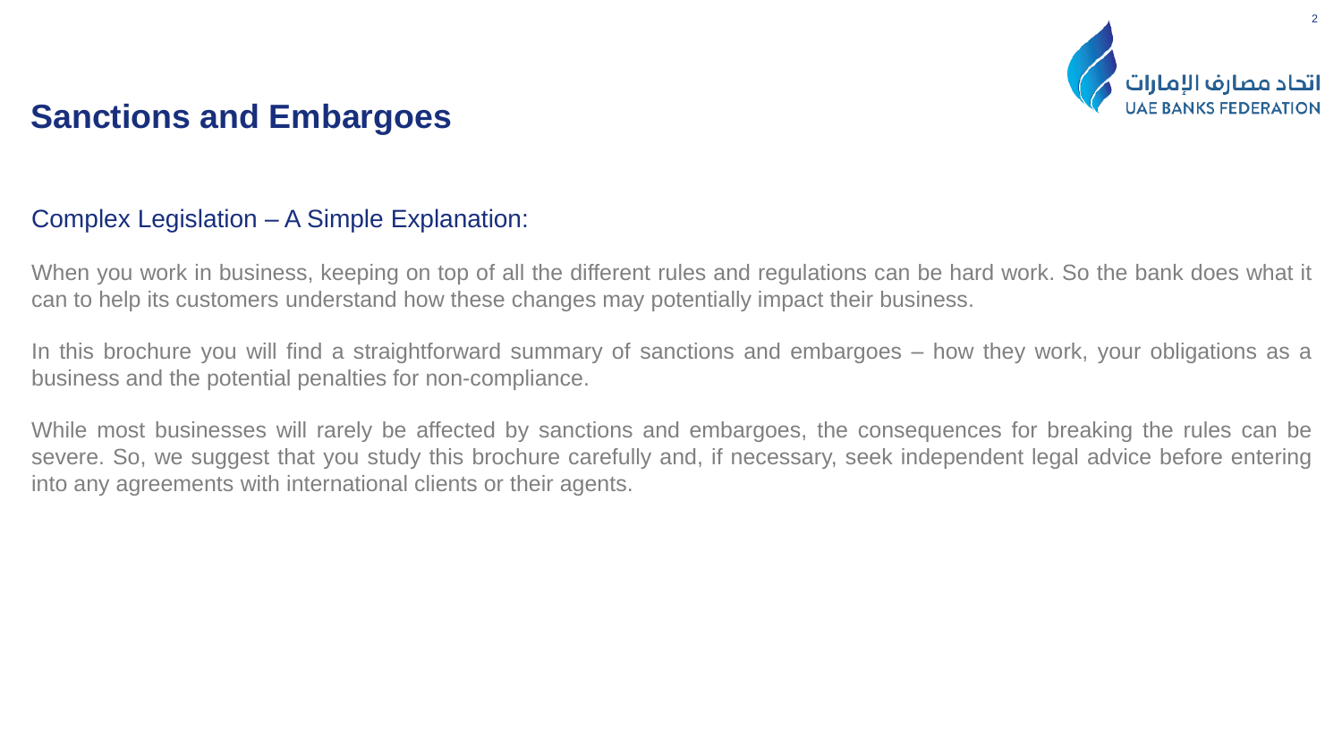# Sanctions and Embargoes

## Complex Legislation – A Simple Explanation:

When you work in business, keeping on top of all the different rules and regulations can be hard work. So the bank does what it can to help its customers understand how these changes may potentially impact their business.

In this brochure you will find a straightforward summary of sanctions and embargoes – how they work, your obligations as a business and the potential penalties for non-compliance.

While most businesses will rarely be affected by sanctions and embargoes, the consequences for breaking the rules can be severe. So, we suggest that you study this brochure carefully and, if necessary, seek independent legal advice before entering into any agreements with international clients or their agents.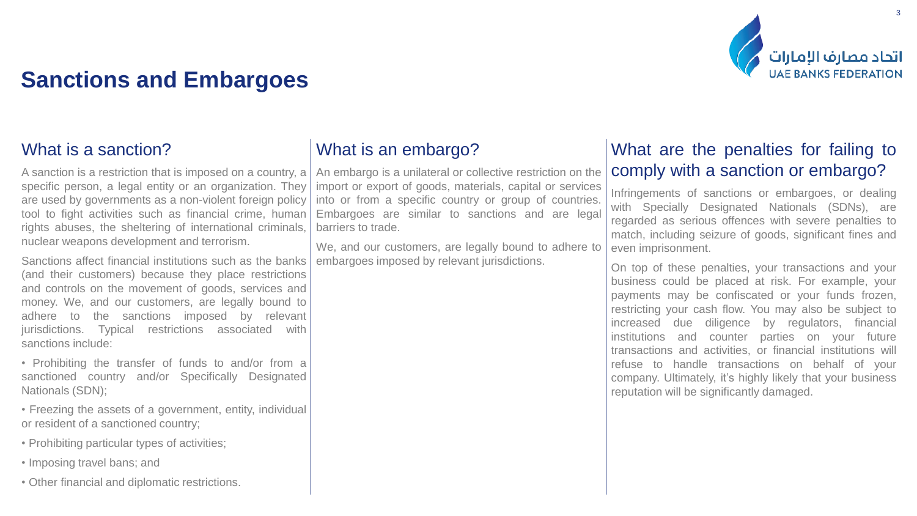# Sanctions and Embargoes

## What is a sanction?

A sanction is a restriction that is imposed on a country, a specific person, a legal entity or an organization. They are used by governments as a non-violent foreign policy tool to fight activities such as financial crime, human rights abuses, the sheltering of international criminals, nuclear weapons development and terrorism.

Sanctions affect financial institutions such as the banks (and their customers) because they place restrictions and controls on the movement of goods, services and money. We, and our customers, are legally bound to adhere to the sanctions imposed by relevant jurisdictions. Typical restrictions associated with sanctions include:

- Prohibiting the transfer of funds to and/or from a sanctioned country and/or Specifically Designated Nationals (SDN);
- Freezing the assets of a government, entity, individual or resident of a sanctioned country;
- Prohibiting particular types of activities;
- Imposing travel bans; and
- Other financial and diplomatic restrictions.

## What is an embargo?

An embargo is a unilateral or collective restriction on the import or export of goods, materials, capital or services into or from a specific country or group of countries. Embargoes are similar to sanctions and are legal barriers to trade.

We, and our customers, are legally bound to adhere to embargoes imposed by relevant jurisdictions.

## What are the penalties for failing to comply with a sanction or embargo?

Infringements of sanctions or embargoes, or dealing with Specially Designated Nationals (SDNs), are regarded as serious offences with severe penalties to match, including seizure of goods, significant fines and even imprisonment.

On top of these penalties, your transactions and your business could be placed at risk. For example, your payments may be confiscated or your funds frozen, restricting your cash flow. You may also be subject to increased due diligence by regulators, financial institutions and counter parties on your future transactions and activities, or financial institutions will refuse to handle transactions on behalf of your company. Ultimately, it's highly likely that your business reputation will be significantly damaged.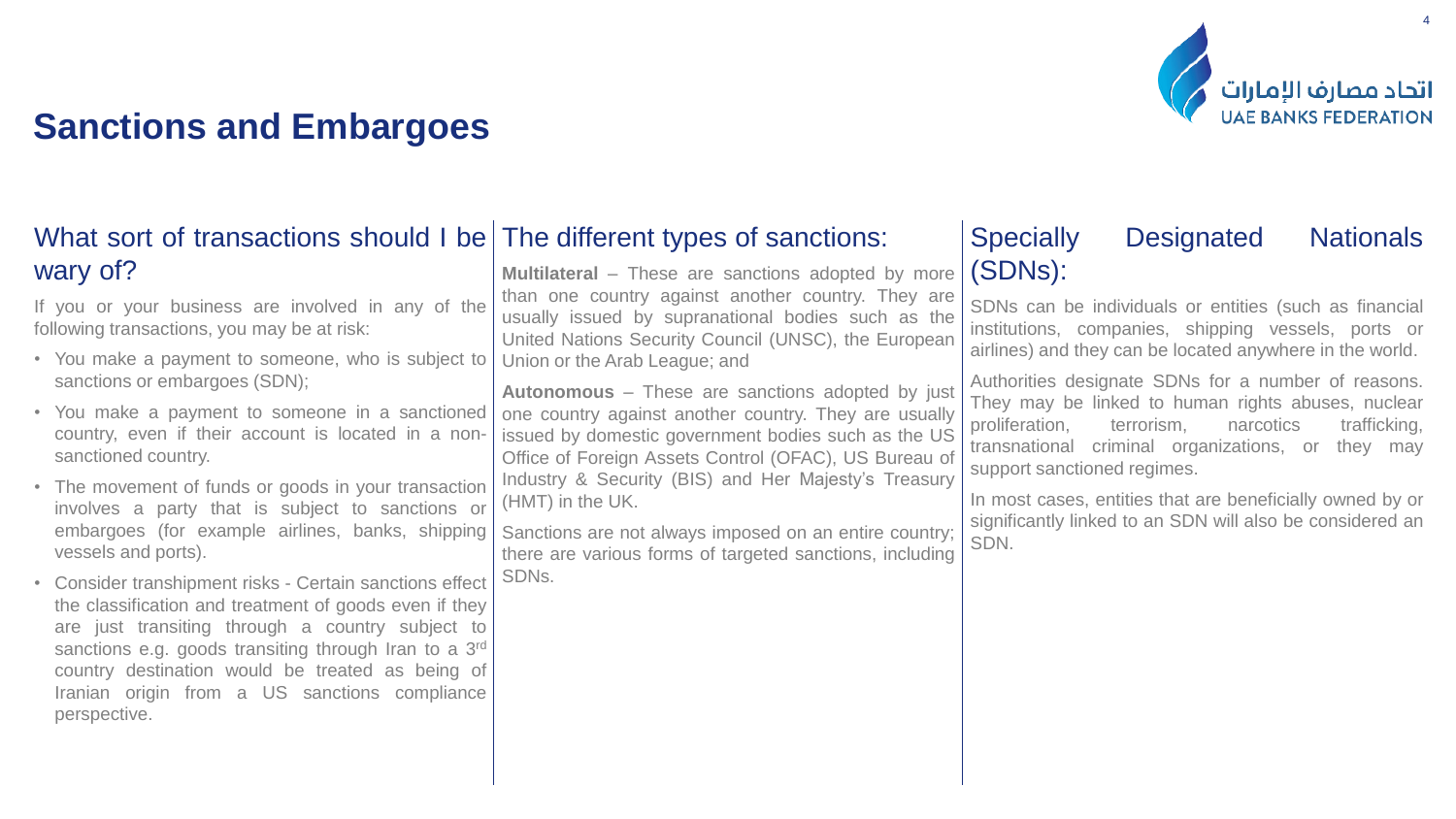# Sanctions and Embargoes

## What sort of transactions should I be wary of?

If you or your business are involved in any of the following transactions, you may be at risk:

- You make a payment to someone, who is subject to sanctions or embargoes (SDN);
- You make a payment to someone in a sanctioned country, even if their account is located in a non-sanctioned country.
- The movement of funds or goods in your transaction involves a party that is subject to sanctions or embargoes (for example airlines, banks, shipping vessels and ports).
- Consider transhipment risks - Certain sanctions effect the classification and treatment of goods even if they are just transiting through a country subject to sanctions e.g. goods transiting through Iran to a 3rd country destination would be treated as being of Iranian origin from a US sanctions compliance perspective.

## The different types of sanctions:

**Multilateral** – These are sanctions adopted by more than one country against another country. They are usually issued by supranational bodies such as the United Nations Security Council (UNSC), the European Union or the Arab League; and

**Autonomous** – These are sanctions adopted by just one country against another country. They are usually issued by domestic government bodies such as the US Office of Foreign Assets Control (OFAC), US Bureau of Industry & Security (BIS) and Her Majesty's Treasury (HMT) in the UK.

Sanctions are not always imposed on an entire country; there are various forms of targeted sanctions, including SDNs.

## Specially Designated Nationals (SDNs):

SDNs can be individuals or entities (such as financial institutions, companies, shipping vessels, ports or airlines) and they can be located anywhere in the world.

Authorities designate SDNs for a number of reasons. They may be linked to human rights abuses, nuclear proliferation, terrorism, narcotics trafficking, transnational criminal organizations, or they may support sanctioned regimes.

In most cases, entities that are beneficially owned by or significantly linked to an SDN will also be considered an SDN.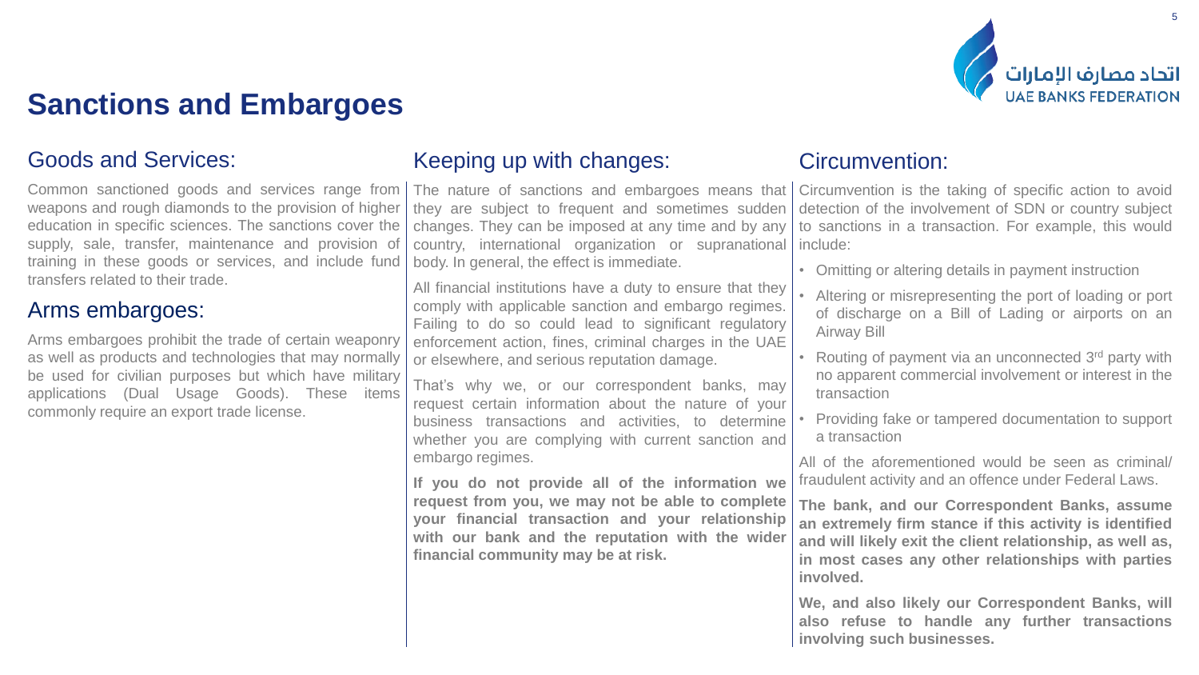# Sanctions and Embargoes

## Goods and Services:

Common sanctioned goods and services range from weapons and rough diamonds to the provision of higher education in specific sciences. The sanctions cover the supply, sale, transfer, maintenance and provision of training in these goods or services, and include fund transfers related to their trade.

## Arms embargoes:

Arms embargoes prohibit the trade of certain weaponry as well as products and technologies that may normally be used for civilian purposes but which have military applications (Dual Usage Goods). These items commonly require an export trade license.

## Keeping up with changes:

The nature of sanctions and embargoes means that they are subject to frequent and sometimes sudden changes. They can be imposed at any time and by any country, international organization or supranational body. In general, the effect is immediate.

All financial institutions have a duty to ensure that they comply with applicable sanction and embargo regimes. Failing to do so could lead to significant regulatory enforcement action, fines, criminal charges in the UAE or elsewhere, and serious reputation damage.

That's why we, or our correspondent banks, may request certain information about the nature of your business transactions and activities, to determine whether you are complying with current sanction and embargo regimes.

**If you do not provide all of the information we request from you, we may not be able to complete your financial transaction and your relationship with our bank and the reputation with the wider financial community may be at risk.**

## Circumvention:

Circumvention is the taking of specific action to avoid detection of the involvement of SDN or country subject to sanctions in a transaction. For example, this would include:

- Omitting or altering details in payment instruction
- Altering or misrepresenting the port of loading or port of discharge on a Bill of Lading or airports on an Airway Bill
- Routing of payment via an unconnected 3rd party with no apparent commercial involvement or interest in the transaction
- Providing fake or tampered documentation to support a transaction

All of the aforementioned would be seen as criminal/ fraudulent activity and an offence under Federal Laws.

**The bank, and our Correspondent Banks, assume an extremely firm stance if this activity is identified and will likely exit the client relationship, as well as, in most cases any other relationships with parties involved.**

**We, and also likely our Correspondent Banks, will also refuse to handle any further transactions involving such businesses.**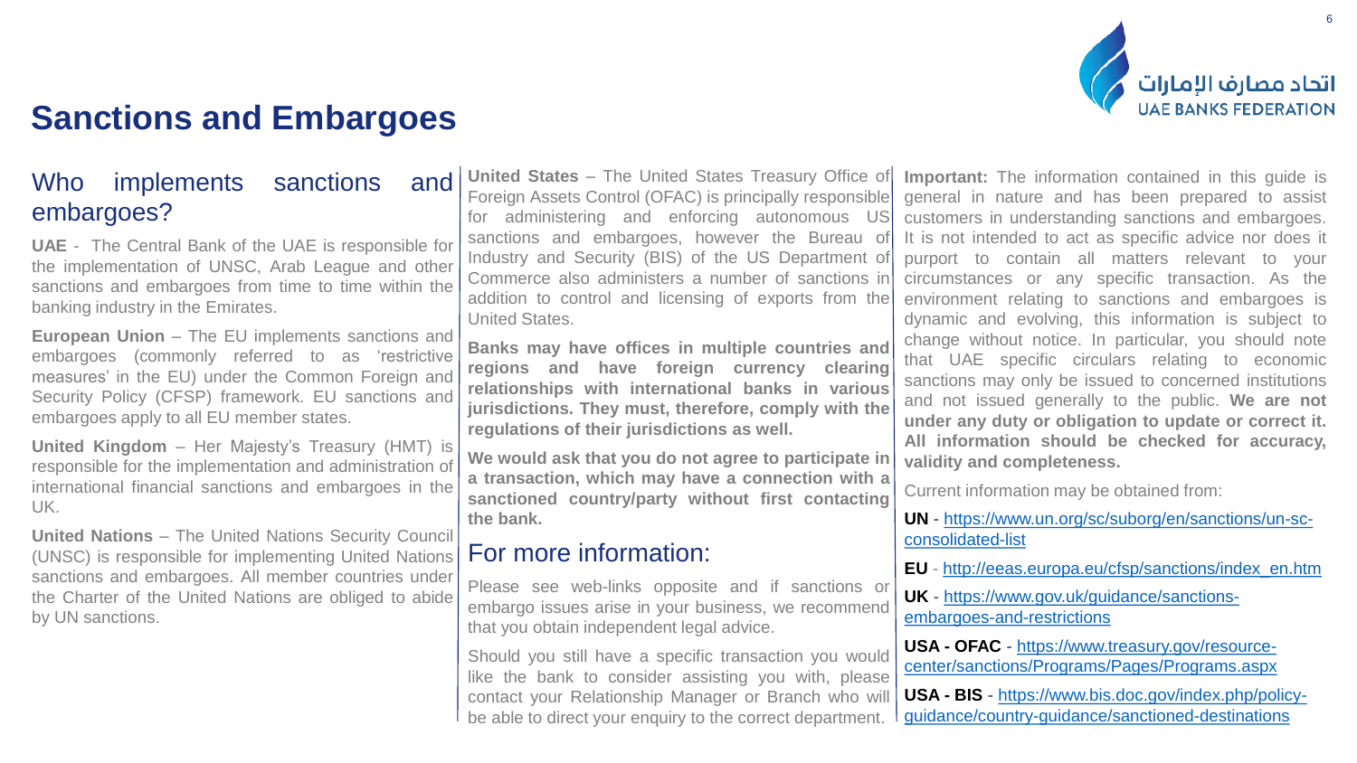# Sanctions and Embargoes

## Who implements sanctions and embargoes?

**UAE** - The Central Bank of the UAE is responsible for the implementation of UNSC, Arab League and other sanctions and embargoes from time to time within the banking industry in the Emirates.

**European Union** – The EU implements sanctions and embargoes (commonly referred to as 'restrictive measures' in the EU) under the Common Foreign and Security Policy (CFSP) framework. EU sanctions and embargoes apply to all EU member states.

**United Kingdom** – Her Majesty's Treasury (HMT) is responsible for the implementation and administration of international financial sanctions and embargoes in the UK.

**United Nations** – The United Nations Security Council (UNSC) is responsible for implementing United Nations sanctions and embargoes. All member countries under the Charter of the United Nations are obliged to abide by UN sanctions.

**United States** – The United States Treasury Office of Foreign Assets Control (OFAC) is principally responsible for administering and enforcing autonomous US sanctions and embargoes, however the Bureau of Industry and Security (BIS) of the US Department of Commerce also administers a number of sanctions in addition to control and licensing of exports from the United States.

**Banks may have offices in multiple countries and regions and have foreign currency clearing relationships with international banks in various jurisdictions. They must, therefore, comply with the regulations of their jurisdictions as well.**

**We would ask that you do not agree to participate in a transaction, which may have a connection with a sanctioned country/party without first contacting the bank.**

## For more information:

Please see web-links opposite and if sanctions or embargo issues arise in your business, we recommend that you obtain independent legal advice.

Should you still have a specific transaction you would like the bank to consider assisting you with, please contact your Relationship Manager or Branch who will be able to direct your enquiry to the correct department.

**Important:** The information contained in this guide is general in nature and has been prepared to assist customers in understanding sanctions and embargoes. It is not intended to act as specific advice nor does it purport to contain all matters relevant to your circumstances or any specific transaction. As the environment relating to sanctions and embargoes is dynamic and evolving, this information is subject to change without notice. In particular, you should note that UAE specific circulars relating to economic sanctions may only be issued to concerned institutions and not issued generally to the public. **We are not under any duty or obligation to update or correct it. All information should be checked for accuracy, validity and completeness.**

Current information may be obtained from:

**UN** - https://www.un.org/sc/suborg/en/sanctions/un-sc-consolidated-list

**EU** - http://eeas.europa.eu/cfsp/sanctions/index_en.htm

**UK** - https://www.gov.uk/guidance/sanctions-embargoes-and-restrictions

**USA - OFAC** - https://www.treasury.gov/resource-center/sanctions/Programs/Pages/Programs.aspx

**USA - BIS** - https://www.bis.doc.gov/index.php/policy-guidance/country-guidance/sanctioned-destinations